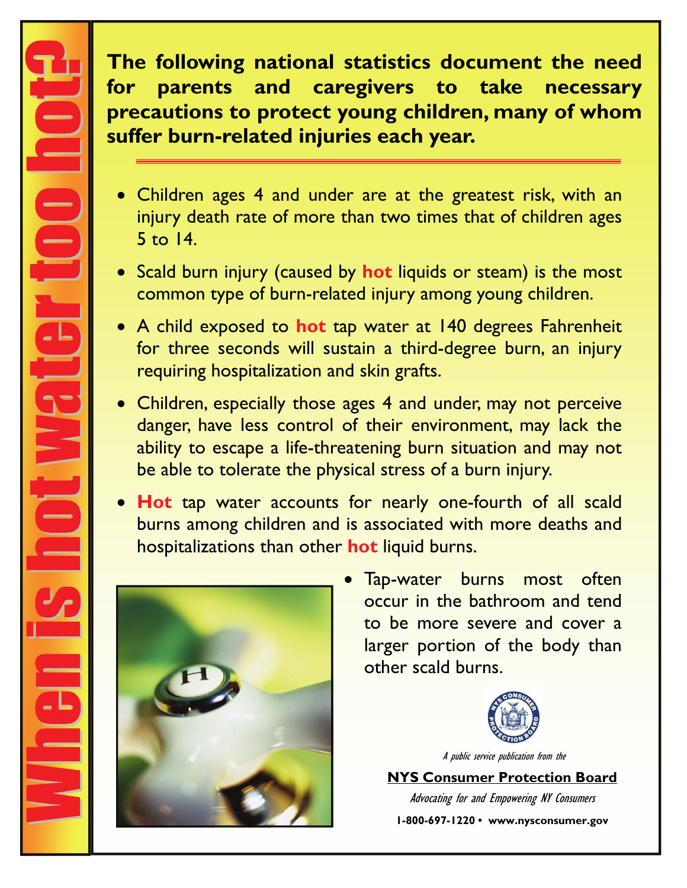# When is hot water too hot?

**The following national statistics document the need for parents and caregivers to take necessary precautions to protect young children, many of whom suffer burn-related injuries each year.**

- Children ages 4 and under are at the greatest risk, with an injury death rate of more than two times that of children ages 5 to 14.
- Scald burn injury (caused by **hot** liquids or steam) is the most common type of burn-related injury among young children.
- A child exposed to **hot** tap water at 140 degrees Fahrenheit for three seconds will sustain a third-degree burn, an injury requiring hospitalization and skin grafts.
- Children, especially those ages 4 and under, may not perceive danger, have less control of their environment, may lack the ability to escape a life-threatening burn situation and may not be able to tolerate the physical stress of a burn injury.
- **Hot** tap water accounts for nearly one-fourth of all scald burns among children and is associated with more deaths and hospitalizations than other **hot** liquid burns.
- Tap-water burns most often occur in the bathroom and tend to be more severe and cover a larger portion of the body than other scald burns.

*A public service publication from the*

**NYS Consumer Protection Board**

*Advocating for and Empowering NY Consumers*

**1-800-697-1220 • www.nysconsumer.gov**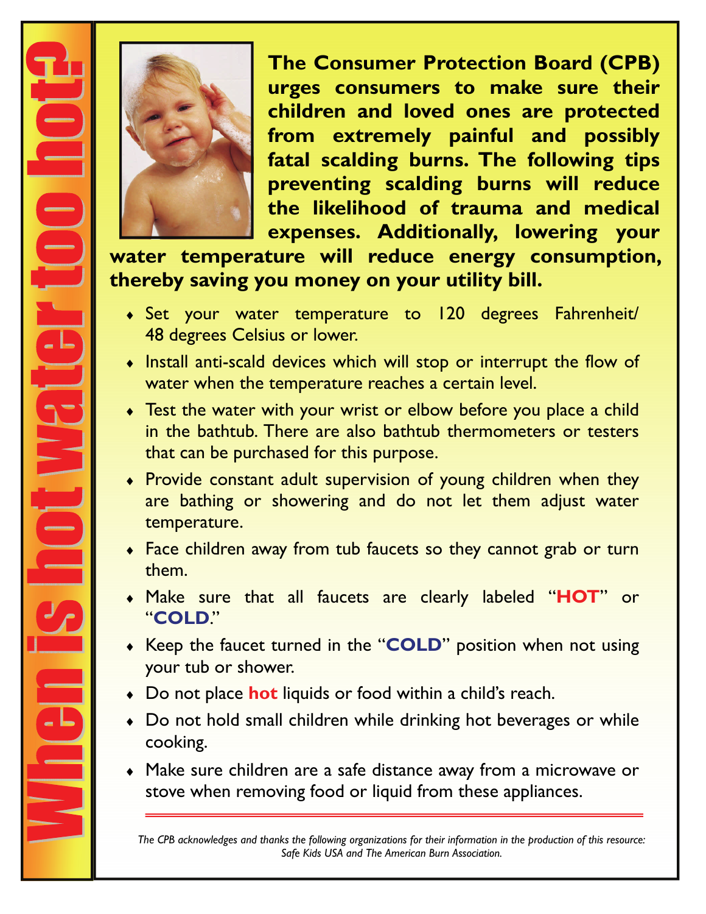# When is hot water too hot?

**The Consumer Protection Board (CPB) urges consumers to make sure their children and loved ones are protected from extremely painful and possibly fatal scalding burns. The following tips preventing scalding burns will reduce the likelihood of trauma and medical expenses. Additionally, lowering your water temperature will reduce energy consumption, thereby saving you money on your utility bill.**

- Set your water temperature to 120 degrees Fahrenheit/ 48 degrees Celsius or lower.
- Install anti-scald devices which will stop or interrupt the flow of water when the temperature reaches a certain level.
- Test the water with your wrist or elbow before you place a child in the bathtub. There are also bathtub thermometers or testers that can be purchased for this purpose.
- Provide constant adult supervision of young children when they are bathing or showering and do not let them adjust water temperature.
- Face children away from tub faucets so they cannot grab or turn them.
- Make sure that all faucets are clearly labeled "**HOT**" or "**COLD**."
- Keep the faucet turned in the "**COLD**" position when not using your tub or shower.
- Do not place **hot** liquids or food within a child's reach.
- Do not hold small children while drinking hot beverages or while cooking.
- Make sure children are a safe distance away from a microwave or stove when removing food or liquid from these appliances.

---

*The CPB acknowledges and thanks the following organizations for their information in the production of this resource: Safe Kids USA and The American Burn Association.*